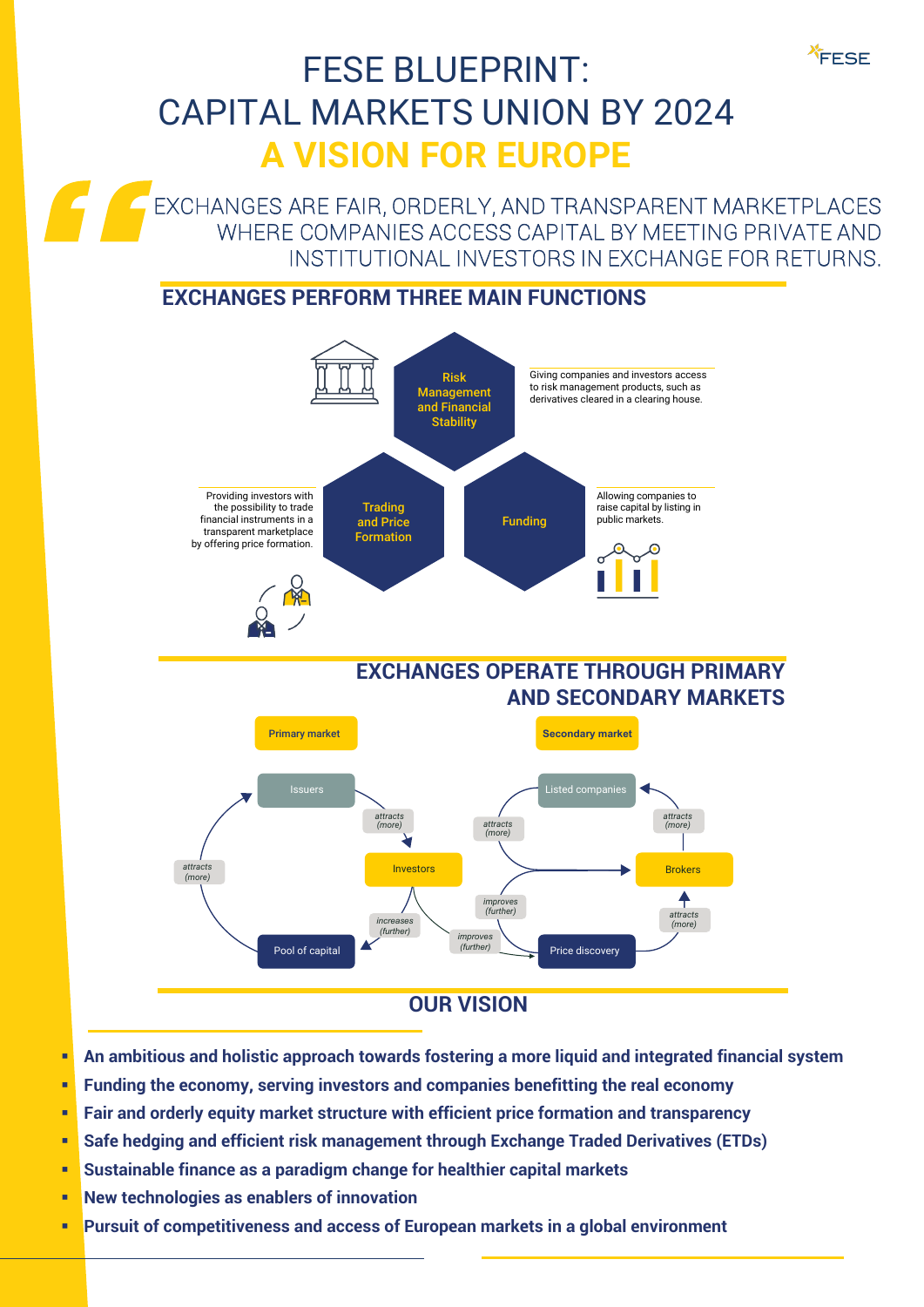# FESE BLUEPRINT: CAPITAL MARKETS UNION BY 2024

## A VISION FOR EUROPE

> "EXCHANGES ARE FAIR, ORDERLY, AND TRANSPARENT MARKETPLACES WHERE COMPANIES ACCESS CAPITAL BY MEETING PRIVATE AND INSTITUTIONAL INVESTORS IN EXCHANGE FOR RETURNS.

## EXCHANGES PERFORM THREE MAIN FUNCTIONS

**Risk Management and Financial Stability**

Giving companies and investors access to risk management products, such as derivatives cleared in a clearing house.

**Trading and Price Formation**

Providing investors with the possibility to trade financial instruments in a transparent marketplace by offering price formation.

**Funding**

Allowing companies to raise capital by listing in public markets.

## EXCHANGES OPERATE THROUGH PRIMARY AND SECONDARY MARKETS

**Primary market**

- Issuers → *attracts (more)* → Investors
- Investors → *increases (further)* → Pool of capital
- Pool of capital → *attracts (more)* → Issuers

**Secondary market**

- Listed companies → *attracts (more)* → Brokers
- Brokers → *attracts (more)* → Listed companies
- Price discovery → *attracts (more)* → Brokers
- Investors → *improves (further)* → Price discovery
- Price discovery → *improves (further)* → Brokers

## OUR VISION

- An ambitious and holistic approach towards fostering a more liquid and integrated financial system
- Funding the economy, serving investors and companies benefitting the real economy
- Fair and orderly equity market structure with efficient price formation and transparency
- Safe hedging and efficient risk management through Exchange Traded Derivatives (ETDs)
- Sustainable finance as a paradigm change for healthier capital markets
- New technologies as enablers of innovation
- Pursuit of competitiveness and access of European markets in a global environment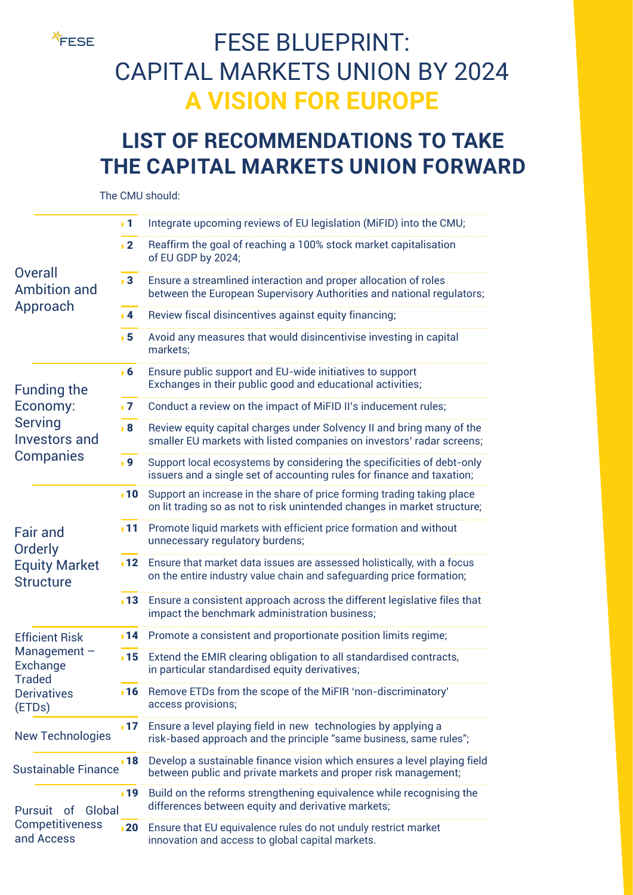FESE

# FESE BLUEPRINT: CAPITAL MARKETS UNION BY 2024

# A VISION FOR EUROPE

## LIST OF RECOMMENDATIONS TO TAKE THE CAPITAL MARKETS UNION FORWARD

The CMU should:

| | | |
|---|---|---|
| Overall Ambition and Approach | 1 | Integrate upcoming reviews of EU legislation (MiFID) into the CMU; |
| | 2 | Reaffirm the goal of reaching a 100% stock market capitalisation of EU GDP by 2024; |
| | 3 | Ensure a streamlined interaction and proper allocation of roles between the European Supervisory Authorities and national regulators; |
| | 4 | Review fiscal disincentives against equity financing; |
| | 5 | Avoid any measures that would disincentivise investing in capital markets; |
| Funding the Economy: Serving Investors and Companies | 6 | Ensure public support and EU-wide initiatives to support Exchanges in their public good and educational activities; |
| | 7 | Conduct a review on the impact of MiFID II's inducement rules; |
| | 8 | Review equity capital charges under Solvency II and bring many of the smaller EU markets with listed companies on investors' radar screens; |
| | 9 | Support local ecosystems by considering the specificities of debt-only issuers and a single set of accounting rules for finance and taxation; |
| Fair and Orderly Equity Market Structure | 10 | Support an increase in the share of price forming trading taking place on lit trading so as not to risk unintended changes in market structure; |
| | 11 | Promote liquid markets with efficient price formation and without unnecessary regulatory burdens; |
| | 12 | Ensure that market data issues are assessed holistically, with a focus on the entire industry value chain and safeguarding price formation; |
| | 13 | Ensure a consistent approach across the different legislative files that impact the benchmark administration business; |
| Efficient Risk Management – Exchange Traded Derivatives (ETDs) | 14 | Promote a consistent and proportionate position limits regime; |
| | 15 | Extend the EMIR clearing obligation to all standardised contracts, in particular standardised equity derivatives; |
| | 16 | Remove ETDs from the scope of the MiFIR 'non-discriminatory' access provisions; |
| New Technologies | 17 | Ensure a level playing field in new technologies by applying a risk-based approach and the principle "same business, same rules"; |
| Sustainable Finance | 18 | Develop a sustainable finance vision which ensures a level playing field between public and private markets and proper risk management; |
| Pursuit of Global Competitiveness and Access | 19 | Build on the reforms strengthening equivalence while recognising the differences between equity and derivative markets; |
| | 20 | Ensure that EU equivalence rules do not unduly restrict market innovation and access to global capital markets. |